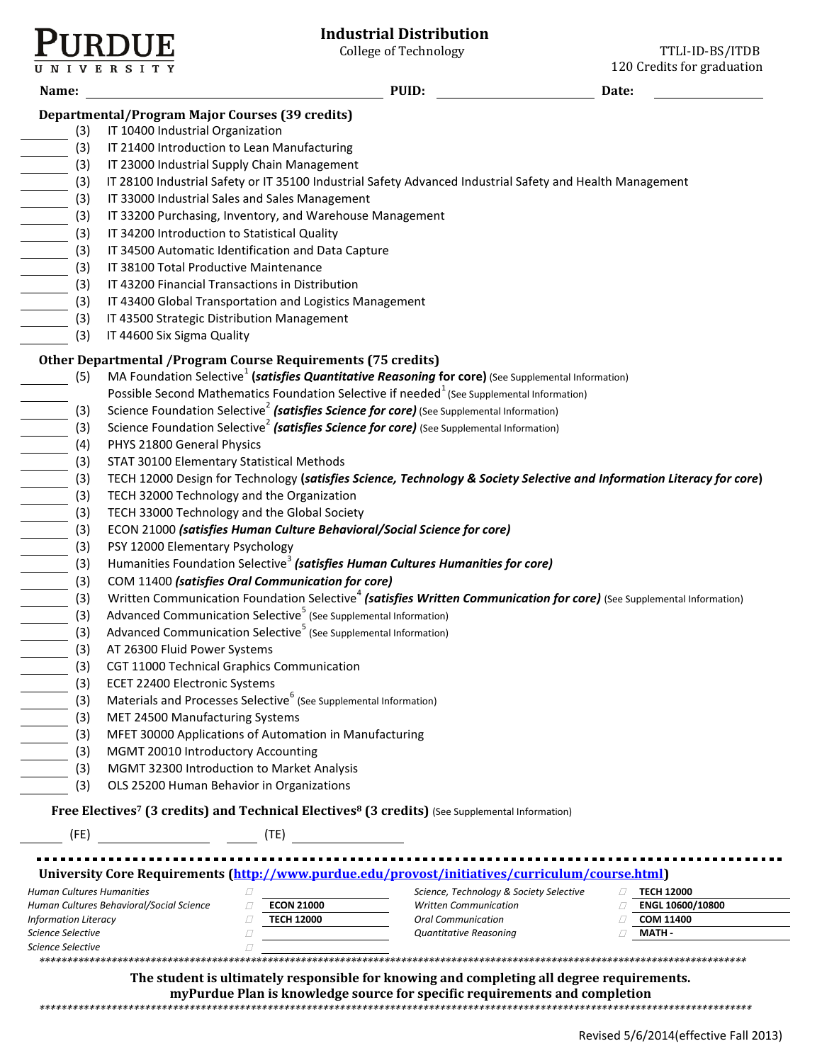# PURDUE UNIVERSITY

## Industrial Distribution

College of Technology

TTLI-ID-BS/ITDB
120 Credits for graduation

**Name:** ______________________ **PUID:** ______________ **Date:** ____________

### Departmental/Program Major Courses (39 credits)

- ______ (3) IT 10400 Industrial Organization
- ______ (3) IT 21400 Introduction to Lean Manufacturing
- ______ (3) IT 23000 Industrial Supply Chain Management
- ______ (3) IT 28100 Industrial Safety or IT 35100 Industrial Safety Advanced Industrial Safety and Health Management
- ______ (3) IT 33000 Industrial Sales and Sales Management
- ______ (3) IT 33200 Purchasing, Inventory, and Warehouse Management
- ______ (3) IT 34200 Introduction to Statistical Quality
- ______ (3) IT 34500 Automatic Identification and Data Capture
- ______ (3) IT 38100 Total Productive Maintenance
- ______ (3) IT 43200 Financial Transactions in Distribution
- ______ (3) IT 43400 Global Transportation and Logistics Management
- ______ (3) IT 43500 Strategic Distribution Management
- ______ (3) IT 44600 Six Sigma Quality

### Other Departmental /Program Course Requirements (75 credits)

- ______ (5) MA Foundation Selective[1] **(*satisfies Quantitative Reasoning* for core)** (See Supplemental Information)
- ______ Possible Second Mathematics Foundation Selective if needed[1] (See Supplemental Information)
- ______ (3) Science Foundation Selective[2] ***(satisfies Science for core)*** (See Supplemental Information)
- ______ (3) Science Foundation Selective[2] ***(satisfies Science for core)*** (See Supplemental Information)
- ______ (4) PHYS 21800 General Physics
- ______ (3) STAT 30100 Elementary Statistical Methods
- ______ (3) TECH 12000 Design for Technology **(*satisfies Science, Technology & Society Selective and Information Literacy for core*)**
- ______ (3) TECH 32000 Technology and the Organization
- ______ (3) TECH 33000 Technology and the Global Society
- ______ (3) ECON 21000 ***(satisfies Human Culture Behavioral/Social Science for core)***
- ______ (3) PSY 12000 Elementary Psychology
- ______ (3) Humanities Foundation Selective[3] ***(satisfies Human Cultures Humanities for core)***
- ______ (3) COM 11400 ***(satisfies Oral Communication for core)***
- ______ (3) Written Communication Foundation Selective[4] ***(satisfies Written Communication for core)*** (See Supplemental Information)
- ______ (3) Advanced Communication Selective[5] (See Supplemental Information)
- ______ (3) Advanced Communication Selective[5] (See Supplemental Information)
- ______ (3) AT 26300 Fluid Power Systems
- ______ (3) CGT 11000 Technical Graphics Communication
- ______ (3) ECET 22400 Electronic Systems
- ______ (3) Materials and Processes Selective[6] (See Supplemental Information)
- ______ (3) MET 24500 Manufacturing Systems
- ______ (3) MFET 30000 Applications of Automation in Manufacturing
- ______ (3) MGMT 20010 Introductory Accounting
- ______ (3) MGMT 32300 Introduction to Market Analysis
- ______ (3) OLS 25200 Human Behavior in Organizations

### Free Electives[7] (3 credits) and Technical Electives[8] (3 credits) (See Supplemental Information)

______ (FE) ______________ ______ (TE) ______________

### University Core Requirements (http://www.purdue.edu/provost/initiatives/curriculum/course.html)

| | | | |
|---|---|---|---|
| *Human Cultures Humanities* | ☐ | *Science, Technology & Society Selective* | ☐ **TECH 12000** |
| *Human Cultures Behavioral/Social Science* | ☐ **ECON 21000** | *Written Communication* | ☐ **ENGL 10600/10800** |
| *Information Literacy* | ☐ **TECH 12000** | *Oral Communication* | ☐ **COM 11400** |
| *Science Selective* | ☐ | *Quantitative Reasoning* | ☐ **MATH -** |
| *Science Selective* | ☐ | | |

**The student is ultimately responsible for knowing and completing all degree requirements.**
**myPurdue Plan is knowledge source for specific requirements and completion**

Revised 5/6/2014(effective Fall 2013)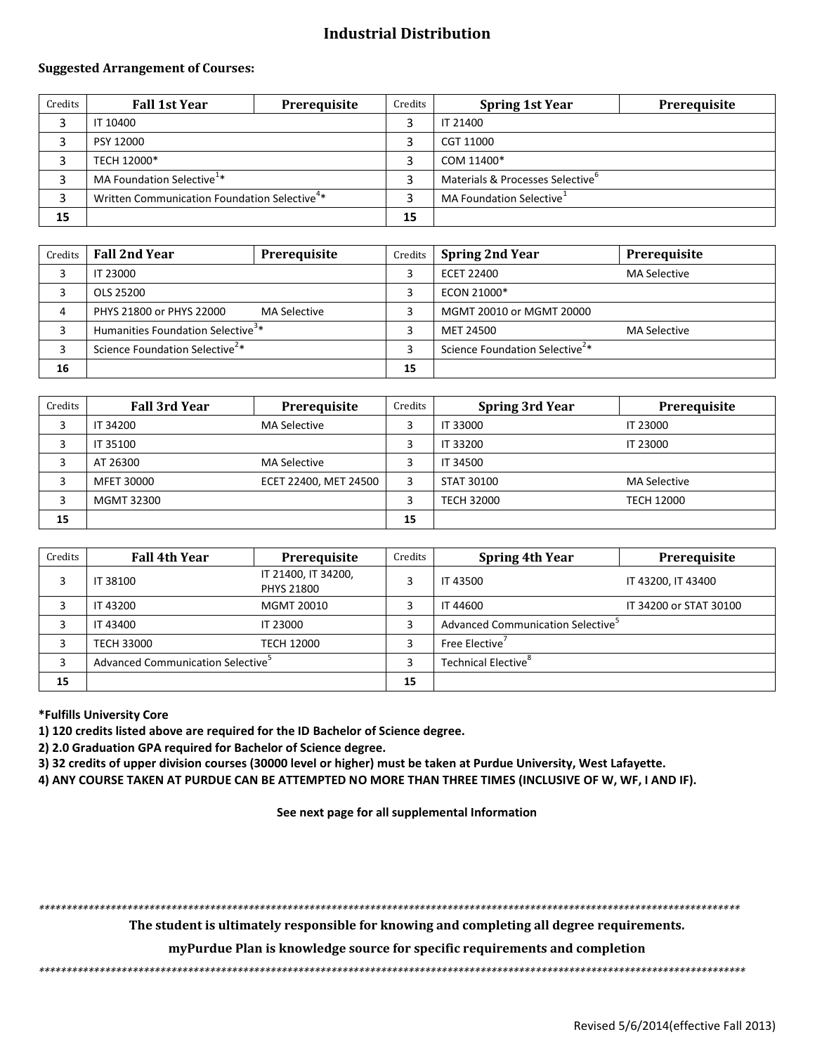# Industrial Distribution

**Suggested Arrangement of Courses:**

| Credits | Fall 1st Year | Prerequisite | Credits | Spring 1st Year | Prerequisite |
|---|---|---|---|---|---|
| 3 | IT 10400 | | 3 | IT 21400 | |
| 3 | PSY 12000 | | 3 | CGT 11000 | |
| 3 | TECH 12000* | | 3 | COM 11400* | |
| 3 | MA Foundation Selective[1]* | | 3 | Materials & Processes Selective[6] | |
| 3 | Written Communication Foundation Selective[4]* | | 3 | MA Foundation Selective[1] | |
| **15** | | | **15** | | |

| Credits | Fall 2nd Year | Prerequisite | Credits | Spring 2nd Year | Prerequisite |
|---|---|---|---|---|---|
| 3 | IT 23000 | | 3 | ECET 22400 | MA Selective |
| 3 | OLS 25200 | | 3 | ECON 21000* | |
| 4 | PHYS 21800 or PHYS 22000 | MA Selective | 3 | MGMT 20010 or MGMT 20000 | |
| 3 | Humanities Foundation Selective[3]* | | 3 | MET 24500 | MA Selective |
| 3 | Science Foundation Selective[2]* | | 3 | Science Foundation Selective[2]* | |
| **16** | | | **15** | | |

| Credits | Fall 3rd Year | Prerequisite | Credits | Spring 3rd Year | Prerequisite |
|---|---|---|---|---|---|
| 3 | IT 34200 | MA Selective | 3 | IT 33000 | IT 23000 |
| 3 | IT 35100 | | 3 | IT 33200 | IT 23000 |
| 3 | AT 26300 | MA Selective | 3 | IT 34500 | |
| 3 | MFET 30000 | ECET 22400, MET 24500 | 3 | STAT 30100 | MA Selective |
| 3 | MGMT 32300 | | 3 | TECH 32000 | TECH 12000 |
| **15** | | | **15** | | |

| Credits | Fall 4th Year | Prerequisite | Credits | Spring 4th Year | Prerequisite |
|---|---|---|---|---|---|
| 3 | IT 38100 | IT 21400, IT 34200, PHYS 21800 | 3 | IT 43500 | IT 43200, IT 43400 |
| 3 | IT 43200 | MGMT 20010 | 3 | IT 44600 | IT 34200 or STAT 30100 |
| 3 | IT 43400 | IT 23000 | 3 | Advanced Communication Selective[5] | |
| 3 | TECH 33000 | TECH 12000 | 3 | Free Elective[7] | |
| 3 | Advanced Communication Selective[5] | | 3 | Technical Elective[8] | |
| **15** | | | **15** | | |

**\*Fulfills University Core**

**1) 120 credits listed above are required for the ID Bachelor of Science degree.**

**2) 2.0 Graduation GPA required for Bachelor of Science degree.**

**3) 32 credits of upper division courses (30000 level or higher) must be taken at Purdue University, West Lafayette.**

**4) ANY COURSE TAKEN AT PURDUE CAN BE ATTEMPTED NO MORE THAN THREE TIMES (INCLUSIVE OF W, WF, I AND IF).**

**See next page for all supplemental Information**

\*\*\*\*\*\*\*\*\*\*\*\*\*\*\*\*\*\*\*\*\*\*\*\*\*\*\*\*\*\*\*\*\*\*\*\*\*\*\*\*\*\*\*\*\*\*\*\*\*\*\*\*\*\*\*\*\*\*\*\*

**The student is ultimately responsible for knowing and completing all degree requirements.**

**myPurdue Plan is knowledge source for specific requirements and completion**

\*\*\*\*\*\*\*\*\*\*\*\*\*\*\*\*\*\*\*\*\*\*\*\*\*\*\*\*\*\*\*\*\*\*\*\*\*\*\*\*\*\*\*\*\*\*\*\*\*\*\*\*\*\*\*\*\*\*\*\*

Revised 5/6/2014(effective Fall 2013)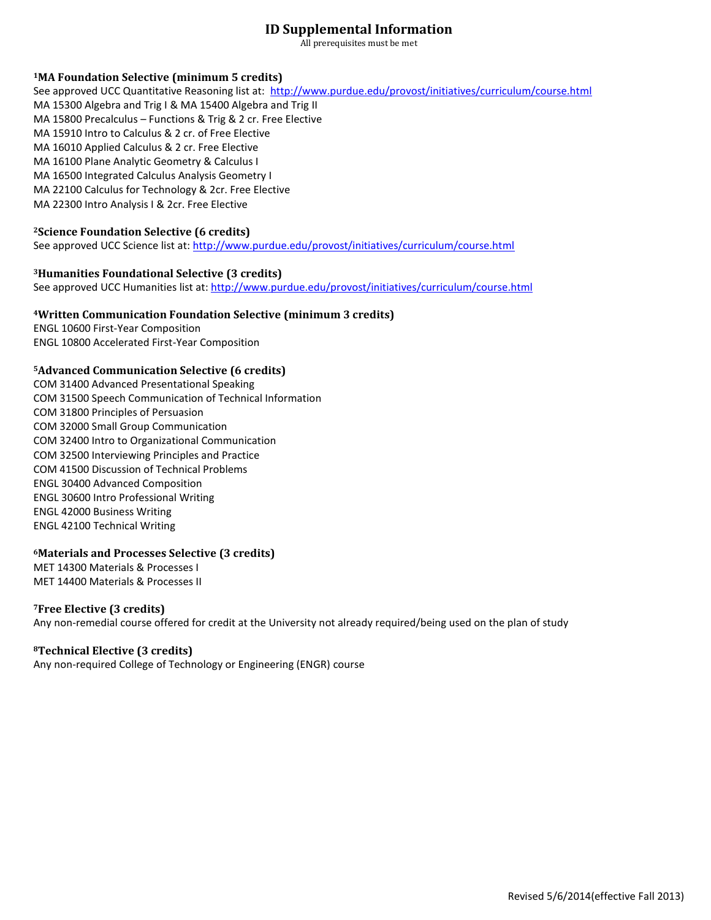# ID Supplemental Information

All prerequisites must be met

**[1]MA Foundation Selective (minimum 5 credits)**

See approved UCC Quantitative Reasoning list at: http://www.purdue.edu/provost/initiatives/curriculum/course.html

MA 15300 Algebra and Trig I & MA 15400 Algebra and Trig II
MA 15800 Precalculus – Functions & Trig & 2 cr. Free Elective
MA 15910 Intro to Calculus & 2 cr. of Free Elective
MA 16010 Applied Calculus & 2 cr. Free Elective
MA 16100 Plane Analytic Geometry & Calculus I
MA 16500 Integrated Calculus Analysis Geometry I
MA 22100 Calculus for Technology & 2cr. Free Elective
MA 22300 Intro Analysis I & 2cr. Free Elective

**[2]Science Foundation Selective (6 credits)**

See approved UCC Science list at: http://www.purdue.edu/provost/initiatives/curriculum/course.html

**[3]Humanities Foundational Selective (3 credits)**

See approved UCC Humanities list at: http://www.purdue.edu/provost/initiatives/curriculum/course.html

**[4]Written Communication Foundation Selective (minimum 3 credits)**

ENGL 10600 First-Year Composition
ENGL 10800 Accelerated First-Year Composition

**[5]Advanced Communication Selective (6 credits)**

COM 31400 Advanced Presentational Speaking
COM 31500 Speech Communication of Technical Information
COM 31800 Principles of Persuasion
COM 32000 Small Group Communication
COM 32400 Intro to Organizational Communication
COM 32500 Interviewing Principles and Practice
COM 41500 Discussion of Technical Problems
ENGL 30400 Advanced Composition
ENGL 30600 Intro Professional Writing
ENGL 42000 Business Writing
ENGL 42100 Technical Writing

**[6]Materials and Processes Selective (3 credits)**

MET 14300 Materials & Processes I
MET 14400 Materials & Processes II

**[7]Free Elective (3 credits)**

Any non-remedial course offered for credit at the University not already required/being used on the plan of study

**[8]Technical Elective (3 credits)**

Any non-required College of Technology or Engineering (ENGR) course

Revised 5/6/2014(effective Fall 2013)